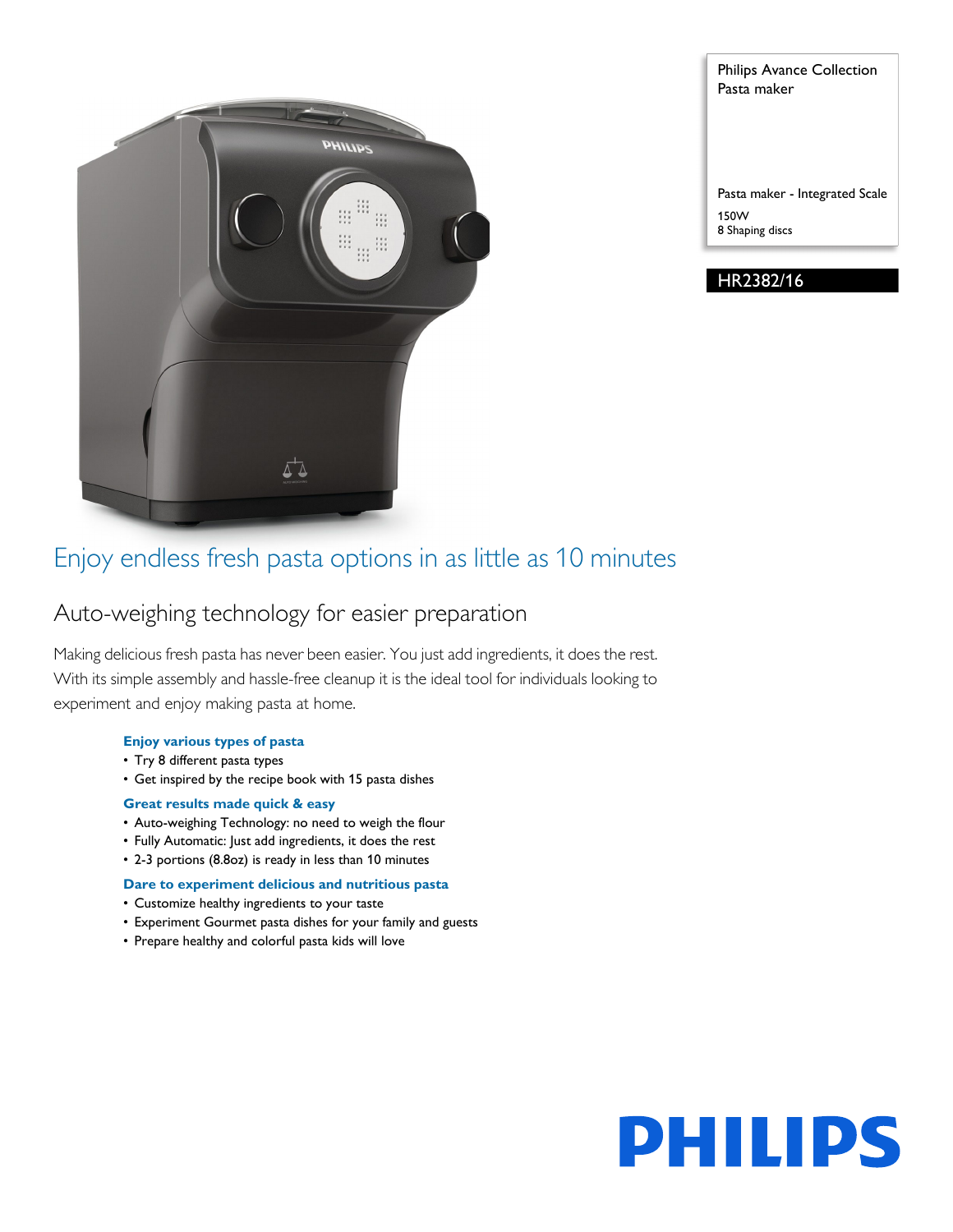Philips Avance Collection
Pasta maker

Pasta maker - Integrated Scale

150W
8 Shaping discs

**HR2382/16**

# Enjoy endless fresh pasta options in as little as 10 minutes

## Auto-weighing technology for easier preparation

Making delicious fresh pasta has never been easier. You just add ingredients, it does the rest. With its simple assembly and hassle-free cleanup it is the ideal tool for individuals looking to experiment and enjoy making pasta at home.

**Enjoy various types of pasta**
- Try 8 different pasta types
- Get inspired by the recipe book with 15 pasta dishes

**Great results made quick & easy**
- Auto-weighing Technology: no need to weigh the flour
- Fully Automatic: Just add ingredients, it does the rest
- 2-3 portions (8.8oz) is ready in less than 10 minutes

**Dare to experiment delicious and nutritious pasta**
- Customize healthy ingredients to your taste
- Experiment Gourmet pasta dishes for your family and guests
- Prepare healthy and colorful pasta kids will love

PHILIPS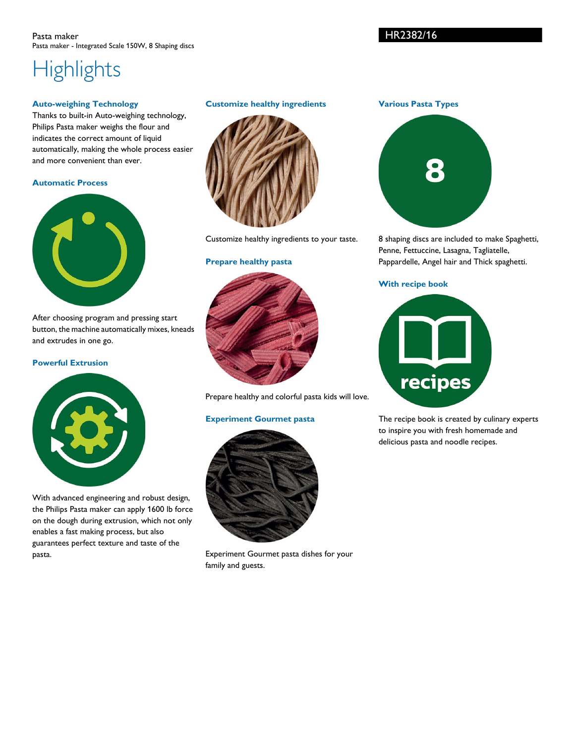Pasta maker
Pasta maker - Integrated Scale 150W, 8 Shaping discs

HR2382/16

# Highlights

### Auto-weighing Technology

Thanks to built-in Auto-weighing technology, Philips Pasta maker weighs the flour and indicates the correct amount of liquid automatically, making the whole process easier and more convenient than ever.

### Automatic Process

After choosing program and pressing start button, the machine automatically mixes, kneads and extrudes in one go.

### Powerful Extrusion

With advanced engineering and robust design, the Philips Pasta maker can apply 1600 lb force on the dough during extrusion, which not only enables a fast making process, but also guarantees perfect texture and taste of the pasta.

### Customize healthy ingredients

Customize healthy ingredients to your taste.

### Prepare healthy pasta

Prepare healthy and colorful pasta kids will love.

### Experiment Gourmet pasta

Experiment Gourmet pasta dishes for your family and guests.

### Various Pasta Types

8 shaping discs are included to make Spaghetti, Penne, Fettuccine, Lasagna, Tagliatelle, Pappardelle, Angel hair and Thick spaghetti.

### With recipe book

The recipe book is created by culinary experts to inspire you with fresh homemade and delicious pasta and noodle recipes.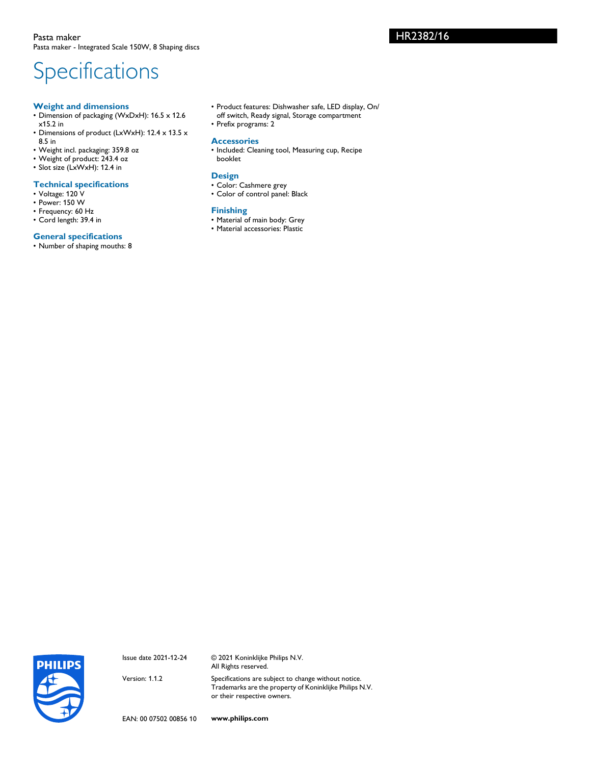Pasta maker

Pasta maker - Integrated Scale 150W, 8 Shaping discs

HR2382/16

# Specifications

### Weight and dimensions

- Dimension of packaging (WxDxH): 16.5 x 12.6 x15.2 in
- Dimensions of product (LxWxH): 12.4 x 13.5 x 8.5 in
- Weight incl. packaging: 359.8 oz
- Weight of product: 243.4 oz
- Slot size (LxWxH): 12.4 in

### Technical specifications

- Voltage: 120 V
- Power: 150 W
- Frequency: 60 Hz
- Cord length: 39.4 in

### General specifications

- Number of shaping mouths: 8
- Product features: Dishwasher safe, LED display, On/off switch, Ready signal, Storage compartment
- Prefix programs: 2

### Accessories

- Included: Cleaning tool, Measuring cup, Recipe booklet

### Design

- Color: Cashmere grey
- Color of control panel: Black

### Finishing

- Material of main body: Grey
- Material accessories: Plastic

Issue date 2021-12-24

Version: 1.1.2

EAN: 00 07502 00856 10

© 2021 Koninklijke Philips N.V.
All Rights reserved.

Specifications are subject to change without notice. Trademarks are the property of Koninklijke Philips N.V. or their respective owners.

**www.philips.com**